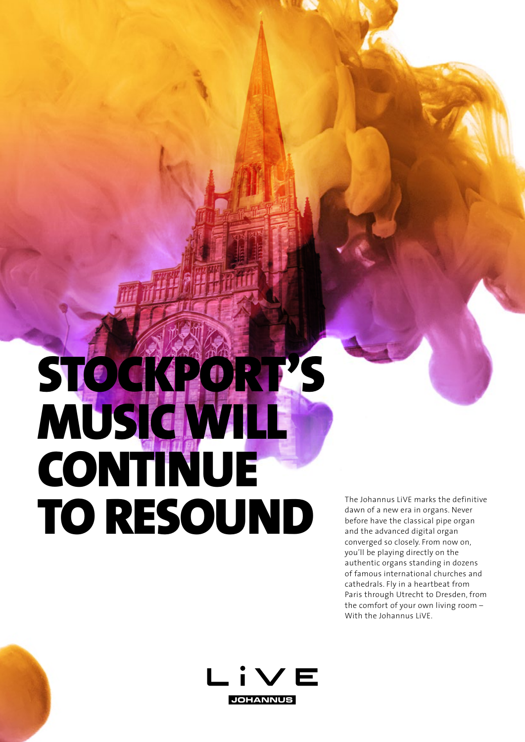# STOCKPORT'S MUSIC WILL CONTINUE TO RESOUND

The Johannus LiVE marks the definitive dawn of a new era in organs. Never before have the classical pipe organ and the advanced digital organ converged so closely. From now on, you'll be playing directly on the authentic organs standing in dozens of famous international churches and cathedrals. Fly in a heartbeat from Paris through Utrecht to Dresden, from the comfort of your own living room – With the Johannus LiVE.

LiVE

JOHANNUS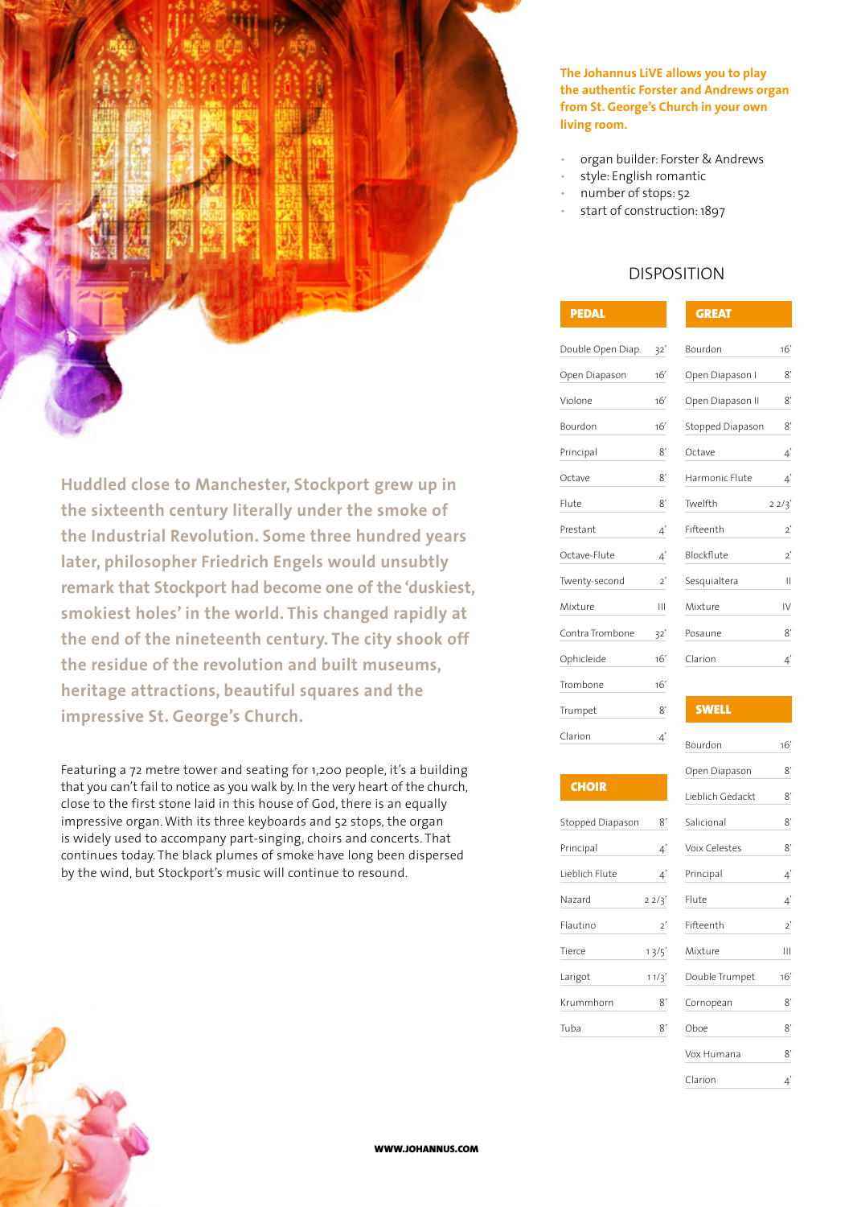**The Johannus LiVE allows you to play the authentic Forster and Andrews organ from St. George's Church in your own living room.**

- organ builder: Forster & Andrews
- style: English romantic
- number of stops: 52
- start of construction: 1897

**Huddled close to Manchester, Stockport grew up in the sixteenth century literally under the smoke of the Industrial Revolution. Some three hundred years later, philosopher Friedrich Engels would unsubtly remark that Stockport had become one of the 'duskiest, smokiest holes' in the world. This changed rapidly at the end of the nineteenth century. The city shook off the residue of the revolution and built museums, heritage attractions, beautiful squares and the impressive St. George's Church.**

Featuring a 72 metre tower and seating for 1,200 people, it's a building that you can't fail to notice as you walk by. In the very heart of the church, close to the first stone laid in this house of God, there is an equally impressive organ. With its three keyboards and 52 stops, the organ is widely used to accompany part-singing, choirs and concerts. That continues today. The black plumes of smoke have long been dispersed by the wind, but Stockport's music will continue to resound.

## DISPOSITION

### PEDAL

| | |
|---|---|
| Double Open Diap. | 32' |
| Open Diapason | 16' |
| Violone | 16' |
| Bourdon | 16' |
| Principal | 8' |
| Octave | 8' |
| Flute | 8' |
| Prestant | 4' |
| Octave-Flute | 4' |
| Twenty-second | 2' |
| Mixture | III |
| Contra Trombone | 32' |
| Ophicleide | 16' |
| Trombone | 16' |
| Trumpet | 8' |
| Clarion | 4' |

### CHOIR

| | |
|---|---|
| Stopped Diapason | 8' |
| Principal | 4' |
| Lieblich Flute | 4' |
| Nazard | 2 2/3' |
| Flautino | 2' |
| Tierce | 1 3/5' |
| Larigot | 1 1/3' |
| Krummhorn | 8' |
| Tuba | 8' |

### GREAT

| | |
|---|---|
| Bourdon | 16' |
| Open Diapason I | 8' |
| Open Diapason II | 8' |
| Stopped Diapason | 8' |
| Octave | 4' |
| Harmonic Flute | 4' |
| Twelfth | 2 2/3' |
| Fifteenth | 2' |
| Blockflute | 2' |
| Sesquialtera | II |
| Mixture | IV |
| Posaune | 8' |
| Clarion | 4' |

### SWELL

| | |
|---|---|
| Bourdon | 16' |
| Open Diapason | 8' |
| Lieblich Gedackt | 8' |
| Salicional | 8' |
| Voix Celestes | 8' |
| Principal | 4' |
| Flute | 4' |
| Fifteenth | 2' |
| Mixture | III |
| Double Trumpet | 16' |
| Cornopean | 8' |
| Oboe | 8' |
| Vox Humana | 8' |
| Clarion | 4' |

WWW.JOHANNUS.COM